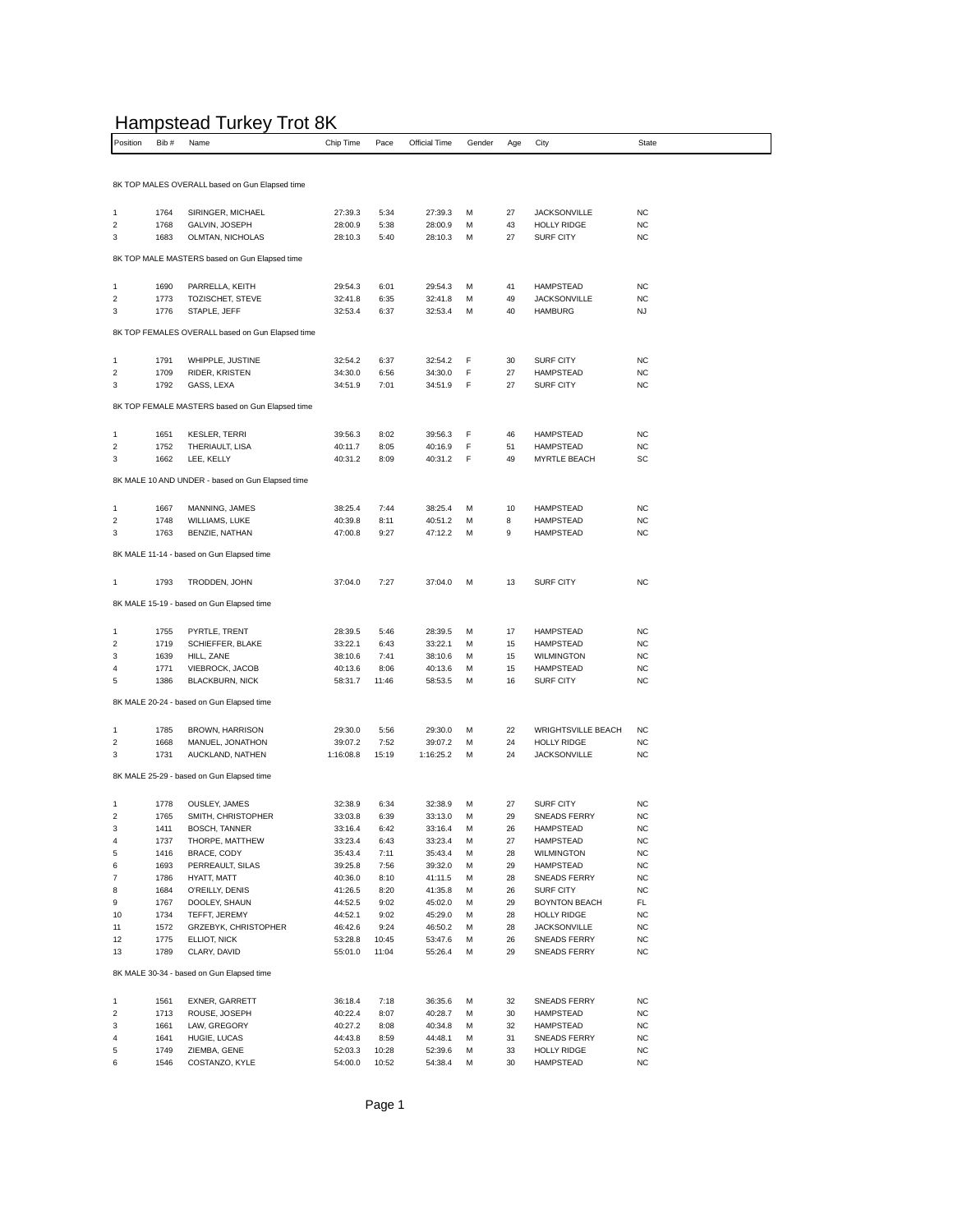# Hampstead Turkey Trot 8K

| Position | Bib # | Name | Chip Time | Pace | Official Time | Gender | Age | City | State |
|---|---|---|---|---|---|---|---|---|---|
| 8K TOP MALES OVERALL based on Gun Elapsed time | | | | | | | | | |
| 1 | 1764 | SIRINGER, MICHAEL | 27:39.3 | 5:34 | 27:39.3 | M | 27 | JACKSONVILLE | NC |
| 2 | 1768 | GALVIN, JOSEPH | 28:00.9 | 5:38 | 28:00.9 | M | 43 | HOLLY RIDGE | NC |
| 3 | 1683 | OLMTAN, NICHOLAS | 28:10.3 | 5:40 | 28:10.3 | M | 27 | SURF CITY | NC |
| 8K TOP MALE MASTERS based on Gun Elapsed time | | | | | | | | | |
| 1 | 1690 | PARRELLA, KEITH | 29:54.3 | 6:01 | 29:54.3 | M | 41 | HAMPSTEAD | NC |
| 2 | 1773 | TOZISCHET, STEVE | 32:41.8 | 6:35 | 32:41.8 | M | 49 | JACKSONVILLE | NC |
| 3 | 1776 | STAPLE, JEFF | 32:53.4 | 6:37 | 32:53.4 | M | 40 | HAMBURG | NJ |
| 8K TOP FEMALES OVERALL based on Gun Elapsed time | | | | | | | | | |
| 1 | 1791 | WHIPPLE, JUSTINE | 32:54.2 | 6:37 | 32:54.2 | F | 30 | SURF CITY | NC |
| 2 | 1709 | RIDER, KRISTEN | 34:30.0 | 6:56 | 34:30.0 | F | 27 | HAMPSTEAD | NC |
| 3 | 1792 | GASS, LEXA | 34:51.9 | 7:01 | 34:51.9 | F | 27 | SURF CITY | NC |
| 8K TOP FEMALE MASTERS based on Gun Elapsed time | | | | | | | | | |
| 1 | 1651 | KESLER, TERRI | 39:56.3 | 8:02 | 39:56.3 | F | 46 | HAMPSTEAD | NC |
| 2 | 1752 | THERIAULT, LISA | 40:11.7 | 8:05 | 40:16.9 | F | 51 | HAMPSTEAD | NC |
| 3 | 1662 | LEE, KELLY | 40:31.2 | 8:09 | 40:31.2 | F | 49 | MYRTLE BEACH | SC |
| 8K MALE 10 AND UNDER - based on Gun Elapsed time | | | | | | | | | |
| 1 | 1667 | MANNING, JAMES | 38:25.4 | 7:44 | 38:25.4 | M | 10 | HAMPSTEAD | NC |
| 2 | 1748 | WILLIAMS, LUKE | 40:39.8 | 8:11 | 40:51.2 | M | 8 | HAMPSTEAD | NC |
| 3 | 1763 | BENZIE, NATHAN | 47:00.8 | 9:27 | 47:12.2 | M | 9 | HAMPSTEAD | NC |
| 8K MALE 11-14 - based on Gun Elapsed time | | | | | | | | | |
| 1 | 1793 | TRODDEN, JOHN | 37:04.0 | 7:27 | 37:04.0 | M | 13 | SURF CITY | NC |
| 8K MALE 15-19 - based on Gun Elapsed time | | | | | | | | | |
| 1 | 1755 | PYRTLE, TRENT | 28:39.5 | 5:46 | 28:39.5 | M | 17 | HAMPSTEAD | NC |
| 2 | 1719 | SCHIEFFER, BLAKE | 33:22.1 | 6:43 | 33:22.1 | M | 15 | HAMPSTEAD | NC |
| 3 | 1639 | HILL, ZANE | 38:10.6 | 7:41 | 38:10.6 | M | 15 | WILMINGTON | NC |
| 4 | 1771 | VIEBROCK, JACOB | 40:13.6 | 8:06 | 40:13.6 | M | 15 | HAMPSTEAD | NC |
| 5 | 1386 | BLACKBURN, NICK | 58:31.7 | 11:46 | 58:53.5 | M | 16 | SURF CITY | NC |
| 8K MALE 20-24 - based on Gun Elapsed time | | | | | | | | | |
| 1 | 1785 | BROWN, HARRISON | 29:30.0 | 5:56 | 29:30.0 | M | 22 | WRIGHTSVILLE BEACH | NC |
| 2 | 1668 | MANUEL, JONATHON | 39:07.2 | 7:52 | 39:07.2 | M | 24 | HOLLY RIDGE | NC |
| 3 | 1731 | AUCKLAND, NATHEN | 1:16:08.8 | 15:19 | 1:16:25.2 | M | 24 | JACKSONVILLE | NC |
| 8K MALE 25-29 - based on Gun Elapsed time | | | | | | | | | |
| 1 | 1778 | OUSLEY, JAMES | 32:38.9 | 6:34 | 32:38.9 | M | 27 | SURF CITY | NC |
| 2 | 1765 | SMITH, CHRISTOPHER | 33:03.8 | 6:39 | 33:13.0 | M | 29 | SNEADS FERRY | NC |
| 3 | 1411 | BOSCH, TANNER | 33:16.4 | 6:42 | 33:16.4 | M | 26 | HAMPSTEAD | NC |
| 4 | 1737 | THORPE, MATTHEW | 33:23.4 | 6:43 | 33:23.4 | M | 27 | HAMPSTEAD | NC |
| 5 | 1416 | BRACE, CODY | 35:43.4 | 7:11 | 35:43.4 | M | 28 | WILMINGTON | NC |
| 6 | 1693 | PERREAULT, SILAS | 39:25.8 | 7:56 | 39:32.0 | M | 29 | HAMPSTEAD | NC |
| 7 | 1786 | HYATT, MATT | 40:36.0 | 8:10 | 41:11.5 | M | 28 | SNEADS FERRY | NC |
| 8 | 1684 | O'REILLY, DENIS | 41:26.5 | 8:20 | 41:35.8 | M | 26 | SURF CITY | NC |
| 9 | 1767 | DOOLEY, SHAUN | 44:52.5 | 9:02 | 45:02.0 | M | 29 | BOYNTON BEACH | FL |
| 10 | 1734 | TEFFT, JEREMY | 44:52.1 | 9:02 | 45:29.0 | M | 28 | HOLLY RIDGE | NC |
| 11 | 1572 | GRZEBYK, CHRISTOPHER | 46:42.6 | 9:24 | 46:50.2 | M | 28 | JACKSONVILLE | NC |
| 12 | 1775 | ELLIOT, NICK | 53:28.8 | 10:45 | 53:47.6 | M | 26 | SNEADS FERRY | NC |
| 13 | 1789 | CLARY, DAVID | 55:01.0 | 11:04 | 55:26.4 | M | 29 | SNEADS FERRY | NC |
| 8K MALE 30-34 - based on Gun Elapsed time | | | | | | | | | |
| 1 | 1561 | EXNER, GARRETT | 36:18.4 | 7:18 | 36:35.6 | M | 32 | SNEADS FERRY | NC |
| 2 | 1713 | ROUSE, JOSEPH | 40:22.4 | 8:07 | 40:28.7 | M | 30 | HAMPSTEAD | NC |
| 3 | 1661 | LAW, GREGORY | 40:27.2 | 8:08 | 40:34.8 | M | 32 | HAMPSTEAD | NC |
| 4 | 1641 | HUGIE, LUCAS | 44:43.8 | 8:59 | 44:48.1 | M | 31 | SNEADS FERRY | NC |
| 5 | 1749 | ZIEMBA, GENE | 52:03.3 | 10:28 | 52:39.6 | M | 33 | HOLLY RIDGE | NC |
| 6 | 1546 | COSTANZO, KYLE | 54:00.0 | 10:52 | 54:38.4 | M | 30 | HAMPSTEAD | NC |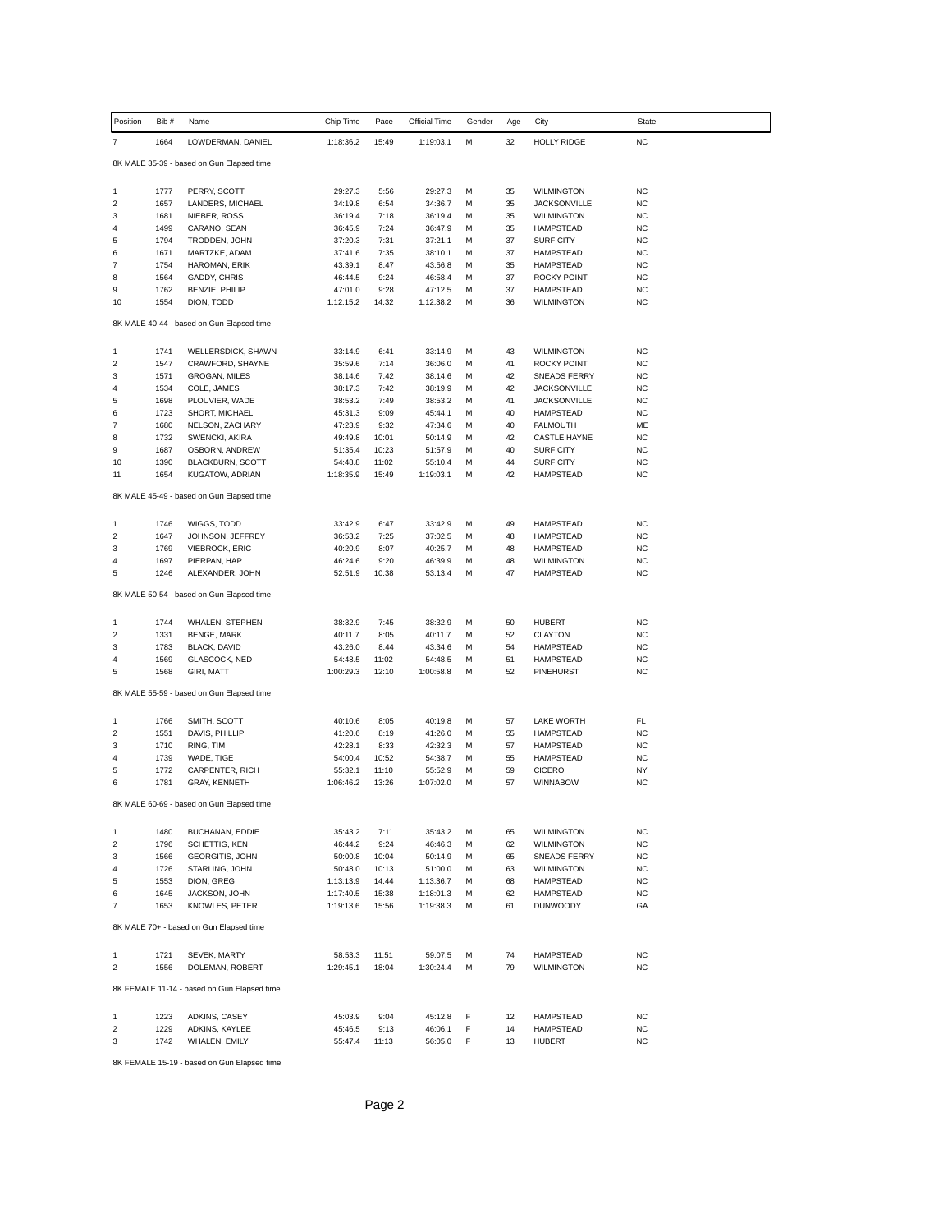| Position | Bib # | Name | Chip Time | Pace | Official Time | Gender | Age | City | State |
|---|---|---|---|---|---|---|---|---|---|
| 7 | 1664 | LOWDERMAN, DANIEL | 1:18:36.2 | 15:49 | 1:19:03.1 | M | 32 | HOLLY RIDGE | NC |

8K MALE 35-39 - based on Gun Elapsed time

| Position | Bib # | Name | Chip Time | Pace | Official Time | Gender | Age | City | State |
|---|---|---|---|---|---|---|---|---|---|
| 1 | 1777 | PERRY, SCOTT | 29:27.3 | 5:56 | 29:27.3 | M | 35 | WILMINGTON | NC |
| 2 | 1657 | LANDERS, MICHAEL | 34:19.8 | 6:54 | 34:36.7 | M | 35 | JACKSONVILLE | NC |
| 3 | 1681 | NIEBER, ROSS | 36:19.4 | 7:18 | 36:19.4 | M | 35 | WILMINGTON | NC |
| 4 | 1499 | CARANO, SEAN | 36:45.9 | 7:24 | 36:47.9 | M | 35 | HAMPSTEAD | NC |
| 5 | 1794 | TRODDEN, JOHN | 37:20.3 | 7:31 | 37:21.1 | M | 37 | SURF CITY | NC |
| 6 | 1671 | MARTZKE, ADAM | 37:41.6 | 7:35 | 38:10.1 | M | 37 | HAMPSTEAD | NC |
| 7 | 1754 | HAROMAN, ERIK | 43:39.1 | 8:47 | 43:56.8 | M | 35 | HAMPSTEAD | NC |
| 8 | 1564 | GADDY, CHRIS | 46:44.5 | 9:24 | 46:58.4 | M | 37 | ROCKY POINT | NC |
| 9 | 1762 | BENZIE, PHILIP | 47:01.0 | 9:28 | 47:12.5 | M | 37 | HAMPSTEAD | NC |
| 10 | 1554 | DION, TODD | 1:12:15.2 | 14:32 | 1:12:38.2 | M | 36 | WILMINGTON | NC |

8K MALE 40-44 - based on Gun Elapsed time

| Position | Bib # | Name | Chip Time | Pace | Official Time | Gender | Age | City | State |
|---|---|---|---|---|---|---|---|---|---|
| 1 | 1741 | WELLERSDICK, SHAWN | 33:14.9 | 6:41 | 33:14.9 | M | 43 | WILMINGTON | NC |
| 2 | 1547 | CRAWFORD, SHAYNE | 35:59.6 | 7:14 | 36:06.0 | M | 41 | ROCKY POINT | NC |
| 3 | 1571 | GROGAN, MILES | 38:14.6 | 7:42 | 38:14.6 | M | 42 | SNEADS FERRY | NC |
| 4 | 1534 | COLE, JAMES | 38:17.3 | 7:42 | 38:19.9 | M | 42 | JACKSONVILLE | NC |
| 5 | 1698 | PLOUVIER, WADE | 38:53.2 | 7:49 | 38:53.2 | M | 41 | JACKSONVILLE | NC |
| 6 | 1723 | SHORT, MICHAEL | 45:31.3 | 9:09 | 45:44.1 | M | 40 | HAMPSTEAD | NC |
| 7 | 1680 | NELSON, ZACHARY | 47:23.9 | 9:32 | 47:34.6 | M | 40 | FALMOUTH | ME |
| 8 | 1732 | SWENCKI, AKIRA | 49:49.8 | 10:01 | 50:14.9 | M | 42 | CASTLE HAYNE | NC |
| 9 | 1687 | OSBORN, ANDREW | 51:35.4 | 10:23 | 51:57.9 | M | 40 | SURF CITY | NC |
| 10 | 1390 | BLACKBURN, SCOTT | 54:48.8 | 11:02 | 55:10.4 | M | 44 | SURF CITY | NC |
| 11 | 1654 | KUGATOW, ADRIAN | 1:18:35.9 | 15:49 | 1:19:03.1 | M | 42 | HAMPSTEAD | NC |

8K MALE 45-49 - based on Gun Elapsed time

| Position | Bib # | Name | Chip Time | Pace | Official Time | Gender | Age | City | State |
|---|---|---|---|---|---|---|---|---|---|
| 1 | 1746 | WIGGS, TODD | 33:42.9 | 6:47 | 33:42.9 | M | 49 | HAMPSTEAD | NC |
| 2 | 1647 | JOHNSON, JEFFREY | 36:53.2 | 7:25 | 37:02.5 | M | 48 | HAMPSTEAD | NC |
| 3 | 1769 | VIEBROCK, ERIC | 40:20.9 | 8:07 | 40:25.7 | M | 48 | HAMPSTEAD | NC |
| 4 | 1697 | PIERPAN, HAP | 46:24.6 | 9:20 | 46:39.9 | M | 48 | WILMINGTON | NC |
| 5 | 1246 | ALEXANDER, JOHN | 52:51.9 | 10:38 | 53:13.4 | M | 47 | HAMPSTEAD | NC |

8K MALE 50-54 - based on Gun Elapsed time

| Position | Bib # | Name | Chip Time | Pace | Official Time | Gender | Age | City | State |
|---|---|---|---|---|---|---|---|---|---|
| 1 | 1744 | WHALEN, STEPHEN | 38:32.9 | 7:45 | 38:32.9 | M | 50 | HUBERT | NC |
| 2 | 1331 | BENGE, MARK | 40:11.7 | 8:05 | 40:11.7 | M | 52 | CLAYTON | NC |
| 3 | 1783 | BLACK, DAVID | 43:26.0 | 8:44 | 43:34.6 | M | 54 | HAMPSTEAD | NC |
| 4 | 1569 | GLASCOCK, NED | 54:48.5 | 11:02 | 54:48.5 | M | 51 | HAMPSTEAD | NC |
| 5 | 1568 | GIRI, MATT | 1:00:29.3 | 12:10 | 1:00:58.8 | M | 52 | PINEHURST | NC |

8K MALE 55-59 - based on Gun Elapsed time

| Position | Bib # | Name | Chip Time | Pace | Official Time | Gender | Age | City | State |
|---|---|---|---|---|---|---|---|---|---|
| 1 | 1766 | SMITH, SCOTT | 40:10.6 | 8:05 | 40:19.8 | M | 57 | LAKE WORTH | FL |
| 2 | 1551 | DAVIS, PHILLIP | 41:20.6 | 8:19 | 41:26.0 | M | 55 | HAMPSTEAD | NC |
| 3 | 1710 | RING, TIM | 42:28.1 | 8:33 | 42:32.3 | M | 57 | HAMPSTEAD | NC |
| 4 | 1739 | WADE, TIGE | 54:00.4 | 10:52 | 54:38.7 | M | 55 | HAMPSTEAD | NC |
| 5 | 1772 | CARPENTER, RICH | 55:32.1 | 11:10 | 55:52.9 | M | 59 | CICERO | NY |
| 6 | 1781 | GRAY, KENNETH | 1:06:46.2 | 13:26 | 1:07:02.0 | M | 57 | WINNABOW | NC |

8K MALE 60-69 - based on Gun Elapsed time

| Position | Bib # | Name | Chip Time | Pace | Official Time | Gender | Age | City | State |
|---|---|---|---|---|---|---|---|---|---|
| 1 | 1480 | BUCHANAN, EDDIE | 35:43.2 | 7:11 | 35:43.2 | M | 65 | WILMINGTON | NC |
| 2 | 1796 | SCHETTIG, KEN | 46:44.2 | 9:24 | 46:46.3 | M | 62 | WILMINGTON | NC |
| 3 | 1566 | GEORGITIS, JOHN | 50:00.8 | 10:04 | 50:14.9 | M | 65 | SNEADS FERRY | NC |
| 4 | 1726 | STARLING, JOHN | 50:48.0 | 10:13 | 51:00.0 | M | 63 | WILMINGTON | NC |
| 5 | 1553 | DION, GREG | 1:13:13.9 | 14:44 | 1:13:36.7 | M | 68 | HAMPSTEAD | NC |
| 6 | 1645 | JACKSON, JOHN | 1:17:40.5 | 15:38 | 1:18:01.3 | M | 62 | HAMPSTEAD | NC |
| 7 | 1653 | KNOWLES, PETER | 1:19:13.6 | 15:56 | 1:19:38.3 | M | 61 | DUNWOODY | GA |

8K MALE 70+ - based on Gun Elapsed time

| Position | Bib # | Name | Chip Time | Pace | Official Time | Gender | Age | City | State |
|---|---|---|---|---|---|---|---|---|---|
| 1 | 1721 | SEVEK, MARTY | 58:53.3 | 11:51 | 59:07.5 | M | 74 | HAMPSTEAD | NC |
| 2 | 1556 | DOLEMAN, ROBERT | 1:29:45.1 | 18:04 | 1:30:24.4 | M | 79 | WILMINGTON | NC |

8K FEMALE 11-14 - based on Gun Elapsed time

| Position | Bib # | Name | Chip Time | Pace | Official Time | Gender | Age | City | State |
|---|---|---|---|---|---|---|---|---|---|
| 1 | 1223 | ADKINS, CASEY | 45:03.9 | 9:04 | 45:12.8 | F | 12 | HAMPSTEAD | NC |
| 2 | 1229 | ADKINS, KAYLEE | 45:46.5 | 9:13 | 46:06.1 | F | 14 | HAMPSTEAD | NC |
| 3 | 1742 | WHALEN, EMILY | 55:47.4 | 11:13 | 56:05.0 | F | 13 | HUBERT | NC |

8K FEMALE 15-19 - based on Gun Elapsed time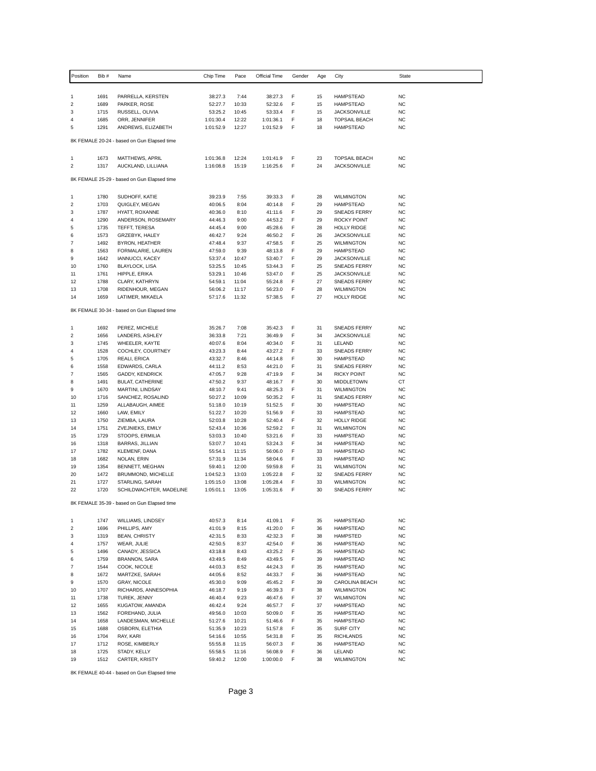| Position | Bib # | Name | Chip Time | Pace | Official Time | Gender | Age | City | State |
|---|---|---|---|---|---|---|---|---|---|
| 1 | 1691 | PARRELLA, KERSTEN | 38:27.3 | 7:44 | 38:27.3 | F | 15 | HAMPSTEAD | NC |
| 2 | 1689 | PARKER, ROSE | 52:27.7 | 10:33 | 52:32.6 | F | 15 | HAMPSTEAD | NC |
| 3 | 1715 | RUSSELL, OLIVIA | 53:25.2 | 10:45 | 53:33.4 | F | 15 | JACKSONVILLE | NC |
| 4 | 1685 | ORR, JENNIFER | 1:01:30.4 | 12:22 | 1:01:36.1 | F | 18 | TOPSAIL BEACH | NC |
| 5 | 1291 | ANDREWS, ELIZABETH | 1:01:52.9 | 12:27 | 1:01:52.9 | F | 18 | HAMPSTEAD | NC |

8K FEMALE 20-24 - based on Gun Elapsed time

| Position | Bib # | Name | Chip Time | Pace | Official Time | Gender | Age | City | State |
|---|---|---|---|---|---|---|---|---|---|
| 1 | 1673 | MATTHEWS, APRIL | 1:01:36.8 | 12:24 | 1:01:41.9 | F | 23 | TOPSAIL BEACH | NC |
| 2 | 1317 | AUCKLAND, LILLIANA | 1:16:08.8 | 15:19 | 1:16:25.6 | F | 24 | JACKSONVILLE | NC |

8K FEMALE 25-29 - based on Gun Elapsed time

| Position | Bib # | Name | Chip Time | Pace | Official Time | Gender | Age | City | State |
|---|---|---|---|---|---|---|---|---|---|
| 1 | 1780 | SUDHOFF, KATIE | 39:23.9 | 7:55 | 39:33.3 | F | 28 | WILMINGTON | NC |
| 2 | 1703 | QUIGLEY, MEGAN | 40:06.5 | 8:04 | 40:14.8 | F | 29 | HAMPSTEAD | NC |
| 3 | 1787 | HYATT, ROXANNE | 40:36.0 | 8:10 | 41:11.6 | F | 29 | SNEADS FERRY | NC |
| 4 | 1290 | ANDERSON, ROSEMARY | 44:46.3 | 9:00 | 44:53.2 | F | 29 | ROCKY POINT | NC |
| 5 | 1735 | TEFFT, TERESA | 44:45.4 | 9:00 | 45:28.6 | F | 28 | HOLLY RIDGE | NC |
| 6 | 1573 | GRZEBYK, HALEY | 46:42.7 | 9:24 | 46:50.2 | F | 26 | JACKSONVILLE | NC |
| 7 | 1492 | BYRON, HEATHER | 47:48.4 | 9:37 | 47:58.5 | F | 25 | WILMINGTON | NC |
| 8 | 1563 | FORMALARIE, LAUREN | 47:59.0 | 9:39 | 48:13.8 | F | 29 | HAMPSTEAD | NC |
| 9 | 1642 | IANNUCCI, KACEY | 53:37.4 | 10:47 | 53:40.7 | F | 29 | JACKSONVILLE | NC |
| 10 | 1760 | BLAYLOCK, LISA | 53:25.5 | 10:45 | 53:44.3 | F | 25 | SNEADS FERRY | NC |
| 11 | 1761 | HIPPLE, ERIKA | 53:29.1 | 10:46 | 53:47.0 | F | 25 | JACKSONVILLE | NC |
| 12 | 1788 | CLARY, KATHRYN | 54:59.1 | 11:04 | 55:24.8 | F | 27 | SNEADS FERRY | NC |
| 13 | 1708 | RIDENHOUR, MEGAN | 56:06.2 | 11:17 | 56:23.0 | F | 28 | WILMINGTON | NC |
| 14 | 1659 | LATIMER, MIKAELA | 57:17.6 | 11:32 | 57:38.5 | F | 27 | HOLLY RIDGE | NC |

8K FEMALE 30-34 - based on Gun Elapsed time

| Position | Bib # | Name | Chip Time | Pace | Official Time | Gender | Age | City | State |
|---|---|---|---|---|---|---|---|---|---|
| 1 | 1692 | PEREZ, MICHELE | 35:26.7 | 7:08 | 35:42.3 | F | 31 | SNEADS FERRY | NC |
| 2 | 1656 | LANDERS, ASHLEY | 36:33.8 | 7:21 | 36:49.9 | F | 34 | JACKSONVILLE | NC |
| 3 | 1745 | WHEELER, KAYTE | 40:07.6 | 8:04 | 40:34.0 | F | 31 | LELAND | NC |
| 4 | 1528 | COCHLEY, COURTNEY | 43:23.3 | 8:44 | 43:27.2 | F | 33 | SNEADS FERRY | NC |
| 5 | 1705 | REALI, ERICA | 43:32.7 | 8:46 | 44:14.8 | F | 30 | HAMPSTEAD | NC |
| 6 | 1558 | EDWARDS, CARLA | 44:11.2 | 8:53 | 44:21.0 | F | 31 | SNEADS FERRY | NC |
| 7 | 1565 | GADDY, KENDRICK | 47:05.7 | 9:28 | 47:19.9 | F | 34 | RICKY POINT | NC |
| 8 | 1491 | BULAT, CATHERINE | 47:50.2 | 9:37 | 48:16.7 | F | 30 | MIDDLETOWN | CT |
| 9 | 1670 | MARTINI, LINDSAY | 48:10.7 | 9:41 | 48:25.3 | F | 31 | WILMINGTON | NC |
| 10 | 1716 | SANCHEZ, ROSALIND | 50:27.2 | 10:09 | 50:35.2 | F | 31 | SNEADS FERRY | NC |
| 11 | 1259 | ALLABAUGH, AIMEE | 51:18.0 | 10:19 | 51:52.5 | F | 30 | HAMPSTEAD | NC |
| 12 | 1660 | LAW, EMILY | 51:22.7 | 10:20 | 51:56.9 | F | 33 | HAMPSTEAD | NC |
| 13 | 1750 | ZIEMBA, LAURA | 52:03.8 | 10:28 | 52:40.4 | F | 32 | HOLLY RIDGE | NC |
| 14 | 1751 | ZVEJNIEKS, EMILY | 52:43.4 | 10:36 | 52:59.2 | F | 31 | WILMINGTON | NC |
| 15 | 1729 | STOOPS, ERMILIA | 53:03.3 | 10:40 | 53:21.6 | F | 33 | HAMPSTEAD | NC |
| 16 | 1318 | BARRAS, JILLIAN | 53:07.7 | 10:41 | 53:24.3 | F | 34 | HAMPSTEAD | NC |
| 17 | 1782 | KLEMENF, DANA | 55:54.1 | 11:15 | 56:06.0 | F | 33 | HAMPSTEAD | NC |
| 18 | 1682 | NOLAN, ERIN | 57:31.9 | 11:34 | 58:04.6 | F | 33 | HAMPSTEAD | NC |
| 19 | 1354 | BENNETT, MEGHAN | 59:40.1 | 12:00 | 59:59.8 | F | 31 | WILMINGTON | NC |
| 20 | 1472 | BRUMMOND, MICHELLE | 1:04:52.3 | 13:03 | 1:05:22.8 | F | 32 | SNEADS FERRY | NC |
| 21 | 1727 | STARLING, SARAH | 1:05:15.0 | 13:08 | 1:05:28.4 | F | 33 | WILMINGTON | NC |
| 22 | 1720 | SCHILDWACHTER, MADELINE | 1:05:01.1 | 13:05 | 1:05:31.6 | F | 30 | SNEADS FERRY | NC |

8K FEMALE 35-39 - based on Gun Elapsed time

| Position | Bib # | Name | Chip Time | Pace | Official Time | Gender | Age | City | State |
|---|---|---|---|---|---|---|---|---|---|
| 1 | 1747 | WILLIAMS, LINDSEY | 40:57.3 | 8:14 | 41:09.1 | F | 35 | HAMPSTEAD | NC |
| 2 | 1696 | PHILLIPS, AMY | 41:01.9 | 8:15 | 41:20.0 | F | 36 | HAMPSTEAD | NC |
| 3 | 1319 | BEAN, CHRISTY | 42:31.5 | 8:33 | 42:32.3 | F | 38 | HAMPSTED | NC |
| 4 | 1757 | WEAR, JULIE | 42:50.5 | 8:37 | 42:54.0 | F | 36 | HAMPSTEAD | NC |
| 5 | 1496 | CANADY, JESSICA | 43:18.8 | 8:43 | 43:25.2 | F | 35 | HAMPSTEAD | NC |
| 6 | 1759 | BRANNON, SARA | 43:49.5 | 8:49 | 43:49.5 | F | 39 | HAMPSTEAD | NC |
| 7 | 1544 | COOK, NICOLE | 44:03.3 | 8:52 | 44:24.3 | F | 35 | HAMPSTEAD | NC |
| 8 | 1672 | MARTZKE, SARAH | 44:05.6 | 8:52 | 44:33.7 | F | 36 | HAMPSTEAD | NC |
| 9 | 1570 | GRAY, NICOLE | 45:30.0 | 9:09 | 45:45.2 | F | 39 | CAROLINA BEACH | NC |
| 10 | 1707 | RICHARDS, ANNESOPHIA | 46:18.7 | 9:19 | 46:39.3 | F | 38 | WILMINGTON | NC |
| 11 | 1738 | TUREK, JENNY | 46:40.4 | 9:23 | 46:47.6 | F | 37 | WILMINGTON | NC |
| 12 | 1655 | KUGATOW, AMANDA | 46:42.4 | 9:24 | 46:57.7 | F | 37 | HAMPSTEAD | NC |
| 13 | 1562 | FOREHAND, JULIA | 49:56.0 | 10:03 | 50:09.0 | F | 35 | HAMPSTEAD | NC |
| 14 | 1658 | LANDESMAN, MICHELLE | 51:27.6 | 10:21 | 51:46.6 | F | 35 | HAMPSTEAD | NC |
| 15 | 1688 | OSBORN, ELETHIA | 51:35.9 | 10:23 | 51:57.8 | F | 35 | SURF CITY | NC |
| 16 | 1704 | RAY, KARI | 54:16.6 | 10:55 | 54:31.8 | F | 35 | RICHLANDS | NC |
| 17 | 1712 | ROSE, KIMBERLY | 55:55.8 | 11:15 | 56:07.3 | F | 36 | HAMPSTEAD | NC |
| 18 | 1725 | STADY, KELLY | 55:58.5 | 11:16 | 56:08.9 | F | 36 | LELAND | NC |
| 19 | 1512 | CARTER, KRISTY | 59:40.2 | 12:00 | 1:00:00.0 | F | 38 | WILMINGTON | NC |

8K FEMALE 40-44 - based on Gun Elapsed time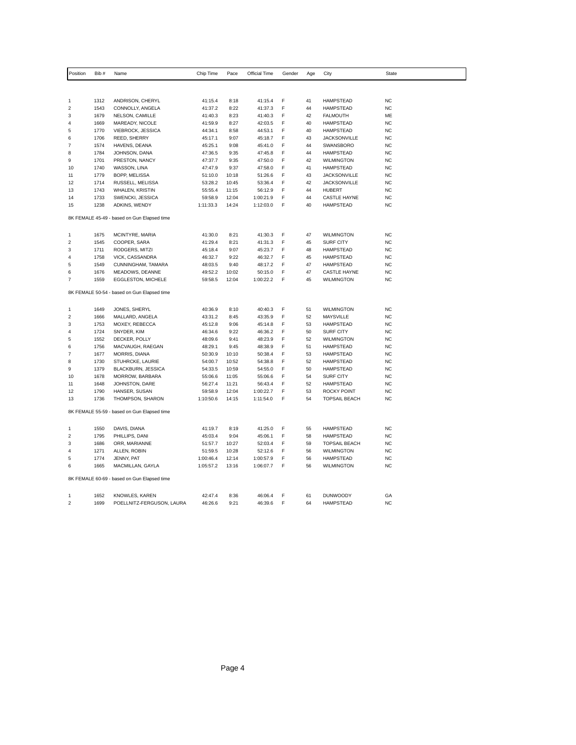| Position | Bib # | Name | Chip Time | Pace | Official Time | Gender | Age | City | State |
|---|---|---|---|---|---|---|---|---|---|
| 1 | 1312 | ANDRISON, CHERYL | 41:15.4 | 8:18 | 41:15.4 | F | 41 | HAMPSTEAD | NC |
| 2 | 1543 | CONNOLLY, ANGELA | 41:37.2 | 8:22 | 41:37.3 | F | 44 | HAMPSTEAD | NC |
| 3 | 1679 | NELSON, CAMILLE | 41:40.3 | 8:23 | 41:40.3 | F | 42 | FALMOUTH | ME |
| 4 | 1669 | MAREADY, NICOLE | 41:59.9 | 8:27 | 42:03.5 | F | 40 | HAMPSTEAD | NC |
| 5 | 1770 | VIEBROCK, JESSICA | 44:34.1 | 8:58 | 44:53.1 | F | 40 | HAMPSTEAD | NC |
| 6 | 1706 | REED, SHERRY | 45:17.1 | 9:07 | 45:18.7 | F | 43 | JACKSONVILLE | NC |
| 7 | 1574 | HAVENS, DEANA | 45:25.1 | 9:08 | 45:41.0 | F | 44 | SWANSBORO | NC |
| 8 | 1784 | JOHNSON, DANA | 47:36.5 | 9:35 | 47:45.8 | F | 44 | HAMPSTEAD | NC |
| 9 | 1701 | PRESTON, NANCY | 47:37.7 | 9:35 | 47:50.0 | F | 42 | WILMINGTON | NC |
| 10 | 1740 | WASSON, LINA | 47:47.9 | 9:37 | 47:58.0 | F | 41 | HAMPSTEAD | NC |
| 11 | 1779 | BOPP, MELISSA | 51:10.0 | 10:18 | 51:26.6 | F | 43 | JACKSONVILLE | NC |
| 12 | 1714 | RUSSELL, MELISSA | 53:28.2 | 10:45 | 53:36.4 | F | 42 | JACKSONVILLE | NC |
| 13 | 1743 | WHALEN, KRISTIN | 55:55.4 | 11:15 | 56:12.9 | F | 44 | HUBERT | NC |
| 14 | 1733 | SWENCKI, JESSICA | 59:58.9 | 12:04 | 1:00:21.9 | F | 44 | CASTLE HAYNE | NC |
| 15 | 1238 | ADKINS, WENDY | 1:11:33.3 | 14:24 | 1:12:03.0 | F | 40 | HAMPSTEAD | NC |

8K FEMALE 45-49 - based on Gun Elapsed time

| Position | Bib # | Name | Chip Time | Pace | Official Time | Gender | Age | City | State |
|---|---|---|---|---|---|---|---|---|---|
| 1 | 1675 | MCINTYRE, MARIA | 41:30.0 | 8:21 | 41:30.3 | F | 47 | WILMINGTON | NC |
| 2 | 1545 | COOPER, SARA | 41:29.4 | 8:21 | 41:31.3 | F | 45 | SURF CITY | NC |
| 3 | 1711 | RODGERS, MITZI | 45:18.4 | 9:07 | 45:23.7 | F | 48 | HAMPSTEAD | NC |
| 4 | 1758 | VICK, CASSANDRA | 46:32.7 | 9:22 | 46:32.7 | F | 45 | HAMPSTEAD | NC |
| 5 | 1549 | CUNNINGHAM, TAMARA | 48:03.5 | 9:40 | 48:17.2 | F | 47 | HAMPSTEAD | NC |
| 6 | 1676 | MEADOWS, DEANNE | 49:52.2 | 10:02 | 50:15.0 | F | 47 | CASTLE HAYNE | NC |
| 7 | 1559 | EGGLESTON, MICHELE | 59:58.5 | 12:04 | 1:00:22.2 | F | 45 | WILMINGTON | NC |

8K FEMALE 50-54 - based on Gun Elapsed time

| Position | Bib # | Name | Chip Time | Pace | Official Time | Gender | Age | City | State |
|---|---|---|---|---|---|---|---|---|---|
| 1 | 1649 | JONES, SHERYL | 40:36.9 | 8:10 | 40:40.3 | F | 51 | WILMINGTON | NC |
| 2 | 1666 | MALLARD, ANGELA | 43:31.2 | 8:45 | 43:35.9 | F | 52 | MAYSVILLE | NC |
| 3 | 1753 | MOXEY, REBECCA | 45:12.8 | 9:06 | 45:14.8 | F | 53 | HAMPSTEAD | NC |
| 4 | 1724 | SNYDER, KIM | 46:34.6 | 9:22 | 46:36.2 | F | 50 | SURF CITY | NC |
| 5 | 1552 | DECKER, POLLY | 48:09.6 | 9:41 | 48:23.9 | F | 52 | WILMINGTON | NC |
| 6 | 1756 | MACVAUGH, RAEGAN | 48:29.1 | 9:45 | 48:38.9 | F | 51 | HAMPSTEAD | NC |
| 7 | 1677 | MORRIS, DIANA | 50:30.9 | 10:10 | 50:38.4 | F | 53 | HAMPSTEAD | NC |
| 8 | 1730 | STUHRCKE, LAURIE | 54:00.7 | 10:52 | 54:38.8 | F | 52 | HAMPSTEAD | NC |
| 9 | 1379 | BLACKBURN, JESSICA | 54:33.5 | 10:59 | 54:55.0 | F | 50 | HAMPSTEAD | NC |
| 10 | 1678 | MORROW, BARBARA | 55:06.6 | 11:05 | 55:06.6 | F | 54 | SURF CITY | NC |
| 11 | 1648 | JOHNSTON, DARE | 56:27.4 | 11:21 | 56:43.4 | F | 52 | HAMPSTEAD | NC |
| 12 | 1790 | HANSER, SUSAN | 59:58.9 | 12:04 | 1:00:22.7 | F | 53 | ROCKY POINT | NC |
| 13 | 1736 | THOMPSON, SHARON | 1:10:50.6 | 14:15 | 1:11:54.0 | F | 54 | TOPSAIL BEACH | NC |

8K FEMALE 55-59 - based on Gun Elapsed time

| Position | Bib # | Name | Chip Time | Pace | Official Time | Gender | Age | City | State |
|---|---|---|---|---|---|---|---|---|---|
| 1 | 1550 | DAVIS, DIANA | 41:19.7 | 8:19 | 41:25.0 | F | 55 | HAMPSTEAD | NC |
| 2 | 1795 | PHILLIPS, DANI | 45:03.4 | 9:04 | 45:06.1 | F | 58 | HAMPSTEAD | NC |
| 3 | 1686 | ORR, MARIANNE | 51:57.7 | 10:27 | 52:03.4 | F | 59 | TOPSAIL BEACH | NC |
| 4 | 1271 | ALLEN, ROBIN | 51:59.5 | 10:28 | 52:12.6 | F | 56 | WILMINGTON | NC |
| 5 | 1774 | JENNY, PAT | 1:00:46.4 | 12:14 | 1:00:57.9 | F | 56 | HAMPSTEAD | NC |
| 6 | 1665 | MACMILLAN, GAYLA | 1:05:57.2 | 13:16 | 1:06:07.7 | F | 56 | WILMINGTON | NC |

8K FEMALE 60-69 - based on Gun Elapsed time

| Position | Bib # | Name | Chip Time | Pace | Official Time | Gender | Age | City | State |
|---|---|---|---|---|---|---|---|---|---|
| 1 | 1652 | KNOWLES, KAREN | 42:47.4 | 8:36 | 46:06.4 | F | 61 | DUNWOODY | GA |
| 2 | 1699 | POELLNITZ-FERGUSON, LAURA | 46:26.6 | 9:21 | 46:39.6 | F | 64 | HAMPSTEAD | NC |